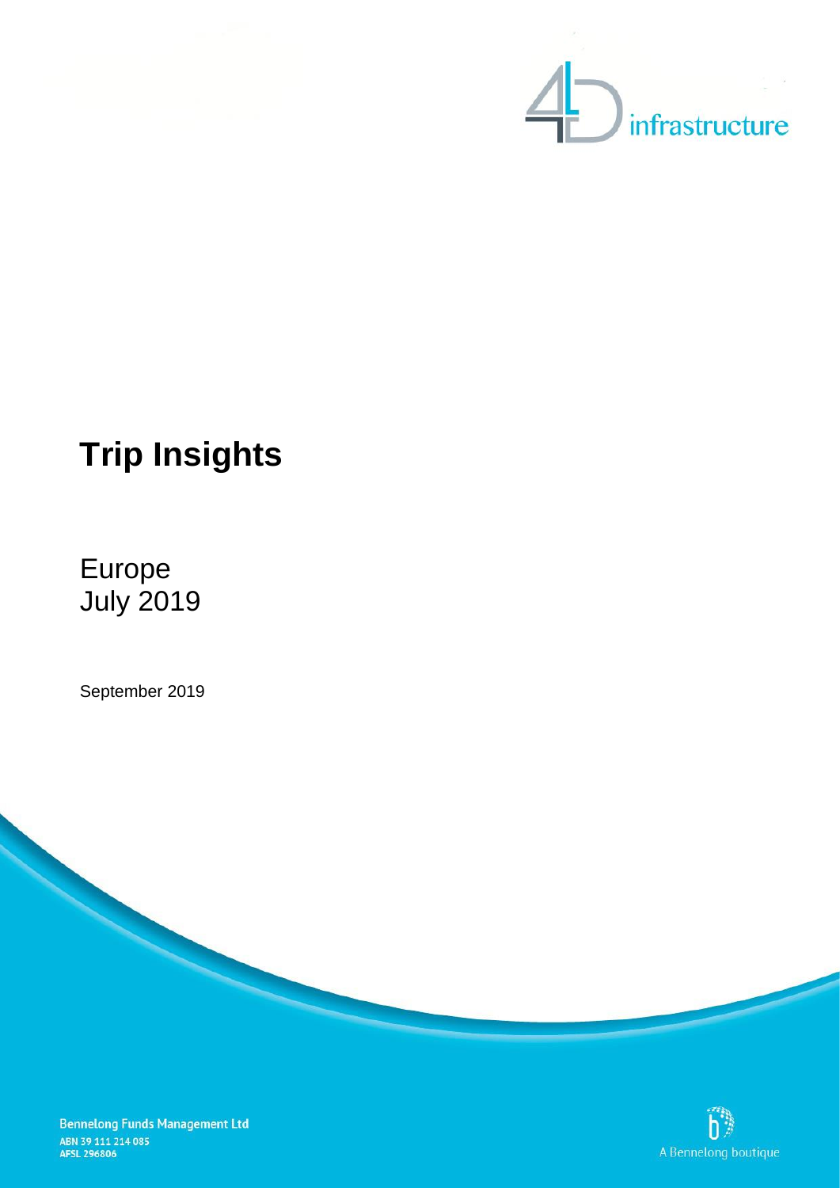4D infrastructure

# Trip Insights

Europe
July 2019

September 2019

**Bennelong Funds Management Ltd**
ABN 39 111 214 085
AFSL 296806

A Bennelong boutique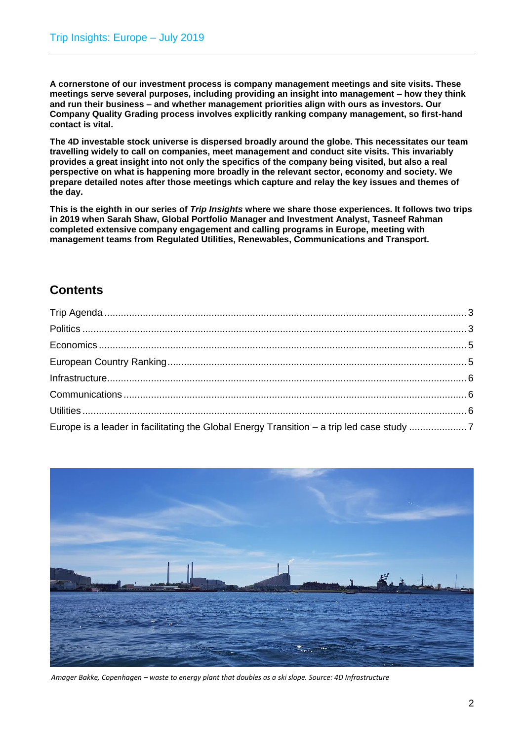**A cornerstone of our investment process is company management meetings and site visits. These meetings serve several purposes, including providing an insight into management – how they think and run their business – and whether management priorities align with ours as investors. Our Company Quality Grading process involves explicitly ranking company management, so first-hand contact is vital.**

**The 4D investable stock universe is dispersed broadly around the globe. This necessitates our team travelling widely to call on companies, meet management and conduct site visits. This invariably provides a great insight into not only the specifics of the company being visited, but also a real perspective on what is happening more broadly in the relevant sector, economy and society. We prepare detailed notes after those meetings which capture and relay the key issues and themes of the day.**

**This is the eighth in our series of *Trip Insights* where we share those experiences. It follows two trips in 2019 when Sarah Shaw, Global Portfolio Manager and Investment Analyst, Tasneef Rahman completed extensive company engagement and calling programs in Europe, meeting with management teams from Regulated Utilities, Renewables, Communications and Transport.**

## Contents

- Trip Agenda ..... 3
- Politics ..... 3
- Economics ..... 5
- European Country Ranking ..... 5
- Infrastructure ..... 6
- Communications ..... 6
- Utilities ..... 6
- Europe is a leader in facilitating the Global Energy Transition – a trip led case study ..... 7

*Amager Bakke, Copenhagen – waste to energy plant that doubles as a ski slope. Source: 4D Infrastructure*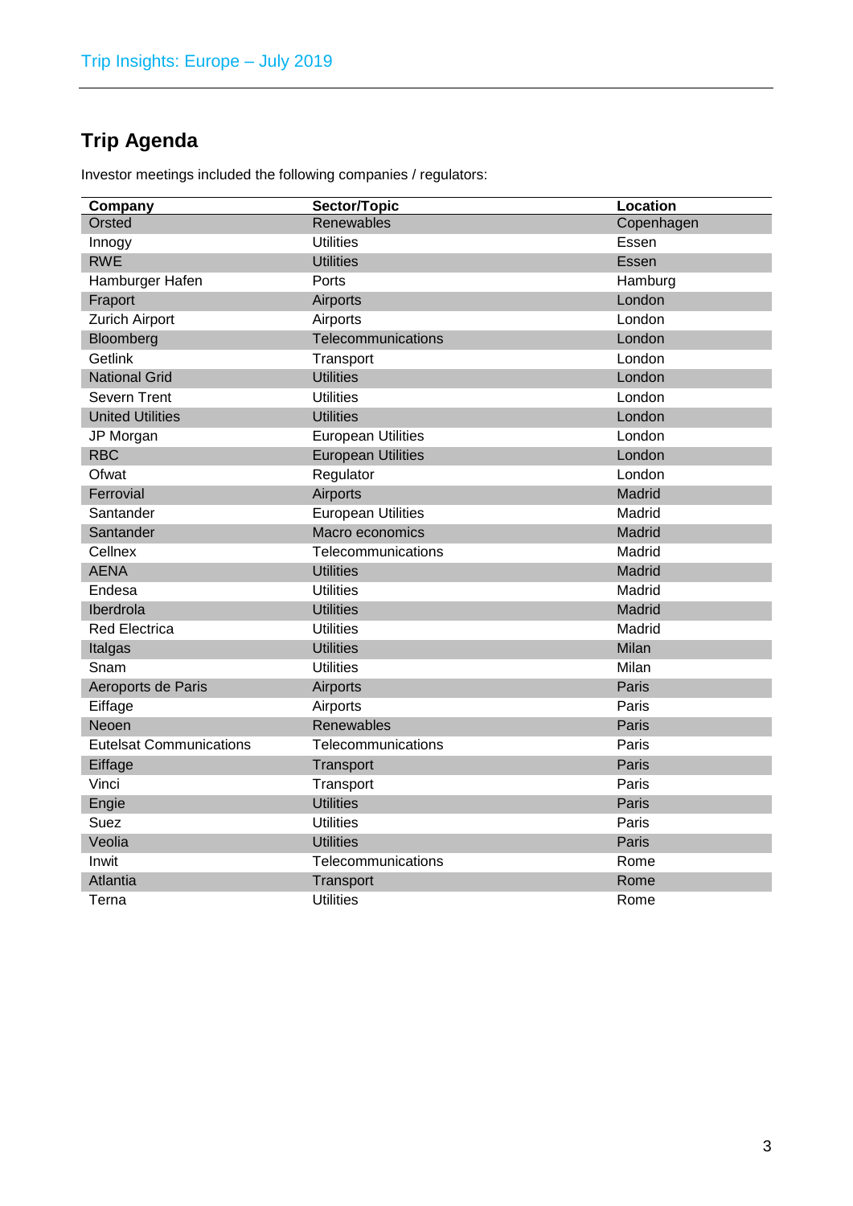## Trip Agenda

Investor meetings included the following companies / regulators:

| Company | Sector/Topic | Location |
|---|---|---|
| Orsted | Renewables | Copenhagen |
| Innogy | Utilities | Essen |
| RWE | Utilities | Essen |
| Hamburger Hafen | Ports | Hamburg |
| Fraport | Airports | London |
| Zurich Airport | Airports | London |
| Bloomberg | Telecommunications | London |
| Getlink | Transport | London |
| National Grid | Utilities | London |
| Severn Trent | Utilities | London |
| United Utilities | Utilities | London |
| JP Morgan | European Utilities | London |
| RBC | European Utilities | London |
| Ofwat | Regulator | London |
| Ferrovial | Airports | Madrid |
| Santander | European Utilities | Madrid |
| Santander | Macro economics | Madrid |
| Cellnex | Telecommunications | Madrid |
| AENA | Utilities | Madrid |
| Endesa | Utilities | Madrid |
| Iberdrola | Utilities | Madrid |
| Red Electrica | Utilities | Madrid |
| Italgas | Utilities | Milan |
| Snam | Utilities | Milan |
| Aeroports de Paris | Airports | Paris |
| Eiffage | Airports | Paris |
| Neoen | Renewables | Paris |
| Eutelsat Communications | Telecommunications | Paris |
| Eiffage | Transport | Paris |
| Vinci | Transport | Paris |
| Engie | Utilities | Paris |
| Suez | Utilities | Paris |
| Veolia | Utilities | Paris |
| Inwit | Telecommunications | Rome |
| Atlantia | Transport | Rome |
| Terna | Utilities | Rome |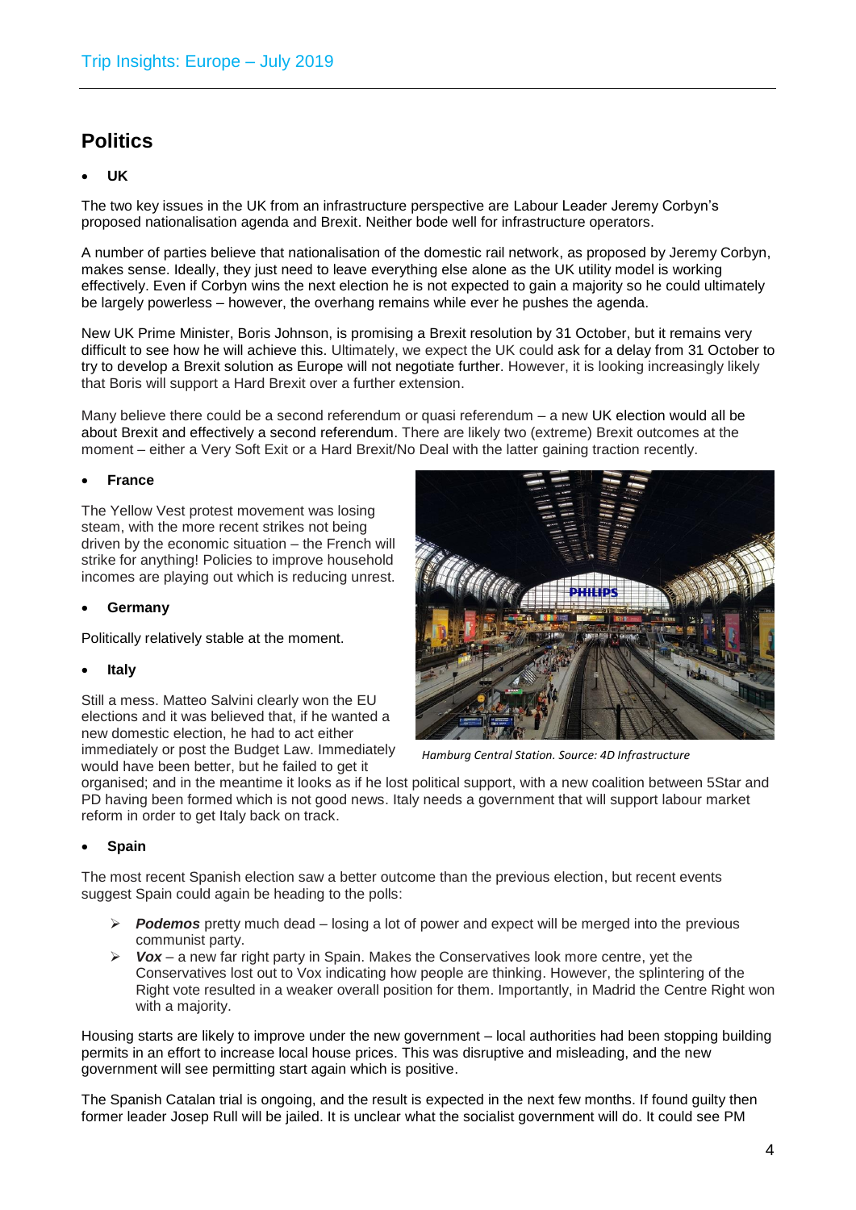## Politics

- **UK**

The two key issues in the UK from an infrastructure perspective are Labour Leader Jeremy Corbyn's proposed nationalisation agenda and Brexit. Neither bode well for infrastructure operators.

A number of parties believe that nationalisation of the domestic rail network, as proposed by Jeremy Corbyn, makes sense. Ideally, they just need to leave everything else alone as the UK utility model is working effectively. Even if Corbyn wins the next election he is not expected to gain a majority so he could ultimately be largely powerless – however, the overhang remains while ever he pushes the agenda.

New UK Prime Minister, Boris Johnson, is promising a Brexit resolution by 31 October, but it remains very difficult to see how he will achieve this. Ultimately, we expect the UK could ask for a delay from 31 October to try to develop a Brexit solution as Europe will not negotiate further. However, it is looking increasingly likely that Boris will support a Hard Brexit over a further extension.

Many believe there could be a second referendum or quasi referendum – a new UK election would all be about Brexit and effectively a second referendum. There are likely two (extreme) Brexit outcomes at the moment – either a Very Soft Exit or a Hard Brexit/No Deal with the latter gaining traction recently.

- **France**

The Yellow Vest protest movement was losing steam, with the more recent strikes not being driven by the economic situation – the French will strike for anything! Policies to improve household incomes are playing out which is reducing unrest.

- **Germany**

Politically relatively stable at the moment.

- **Italy**

Still a mess. Matteo Salvini clearly won the EU elections and it was believed that, if he wanted a new domestic election, he had to act either immediately or post the Budget Law. Immediately would have been better, but he failed to get it organised; and in the meantime it looks as if he lost political support, with a new coalition between 5Star and PD having been formed which is not good news. Italy needs a government that will support labour market reform in order to get Italy back on track.

*Hamburg Central Station. Source: 4D Infrastructure*

- **Spain**

The most recent Spanish election saw a better outcome than the previous election, but recent events suggest Spain could again be heading to the polls:

- ***Podemos*** pretty much dead – losing a lot of power and expect will be merged into the previous communist party.
- ***Vox*** – a new far right party in Spain. Makes the Conservatives look more centre, yet the Conservatives lost out to Vox indicating how people are thinking. However, the splintering of the Right vote resulted in a weaker overall position for them. Importantly, in Madrid the Centre Right won with a majority.

Housing starts are likely to improve under the new government – local authorities had been stopping building permits in an effort to increase local house prices. This was disruptive and misleading, and the new government will see permitting start again which is positive.

The Spanish Catalan trial is ongoing, and the result is expected in the next few months. If found guilty then former leader Josep Rull will be jailed. It is unclear what the socialist government will do. It could see PM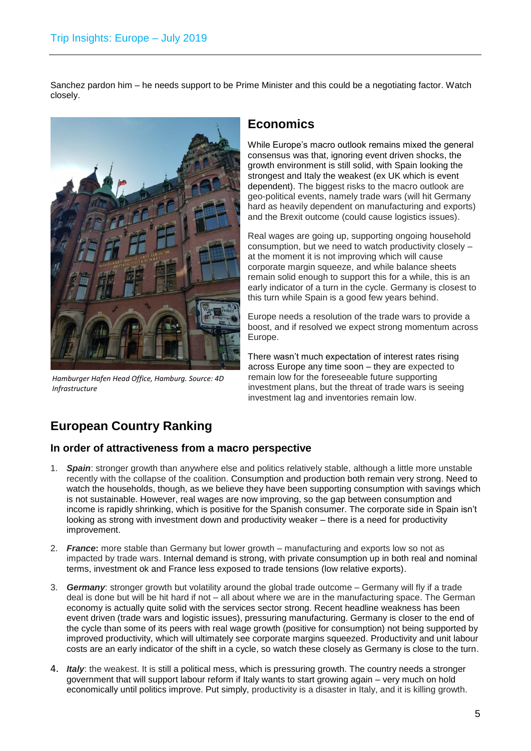Sanchez pardon him – he needs support to be Prime Minister and this could be a negotiating factor. Watch closely.

Hamburger Hafen Head Office, Hamburg. Source: 4D Infrastructure

## Economics

While Europe's macro outlook remains mixed the general consensus was that, ignoring event driven shocks, the growth environment is still solid, with Spain looking the strongest and Italy the weakest (ex UK which is event dependent). The biggest risks to the macro outlook are geo-political events, namely trade wars (will hit Germany hard as heavily dependent on manufacturing and exports) and the Brexit outcome (could cause logistics issues).

Real wages are going up, supporting ongoing household consumption, but we need to watch productivity closely – at the moment it is not improving which will cause corporate margin squeeze, and while balance sheets remain solid enough to support this for a while, this is an early indicator of a turn in the cycle. Germany is closest to this turn while Spain is a good few years behind.

Europe needs a resolution of the trade wars to provide a boost, and if resolved we expect strong momentum across Europe.

There wasn't much expectation of interest rates rising across Europe any time soon – they are expected to remain low for the foreseeable future supporting investment plans, but the threat of trade wars is seeing investment lag and inventories remain low.

## European Country Ranking

### In order of attractiveness from a macro perspective

1. ***Spain***: stronger growth than anywhere else and politics relatively stable, although a little more unstable recently with the collapse of the coalition. Consumption and production both remain very strong. Need to watch the households, though, as we believe they have been supporting consumption with savings which is not sustainable. However, real wages are now improving, so the gap between consumption and income is rapidly shrinking, which is positive for the Spanish consumer. The corporate side in Spain isn't looking as strong with investment down and productivity weaker – there is a need for productivity improvement.

2. ***France*****:** more stable than Germany but lower growth – manufacturing and exports low so not as impacted by trade wars. Internal demand is strong, with private consumption up in both real and nominal terms, investment ok and France less exposed to trade tensions (low relative exports).

3. ***Germany***: stronger growth but volatility around the global trade outcome – Germany will fly if a trade deal is done but will be hit hard if not – all about where we are in the manufacturing space. The German economy is actually quite solid with the services sector strong. Recent headline weakness has been event driven (trade wars and logistic issues), pressuring manufacturing. Germany is closer to the end of the cycle than some of its peers with real wage growth (positive for consumption) not being supported by improved productivity, which will ultimately see corporate margins squeezed. Productivity and unit labour costs are an early indicator of the shift in a cycle, so watch these closely as Germany is close to the turn.

4. ***Italy***: the weakest. It is still a political mess, which is pressuring growth. The country needs a stronger government that will support labour reform if Italy wants to start growing again – very much on hold economically until politics improve. Put simply, productivity is a disaster in Italy, and it is killing growth.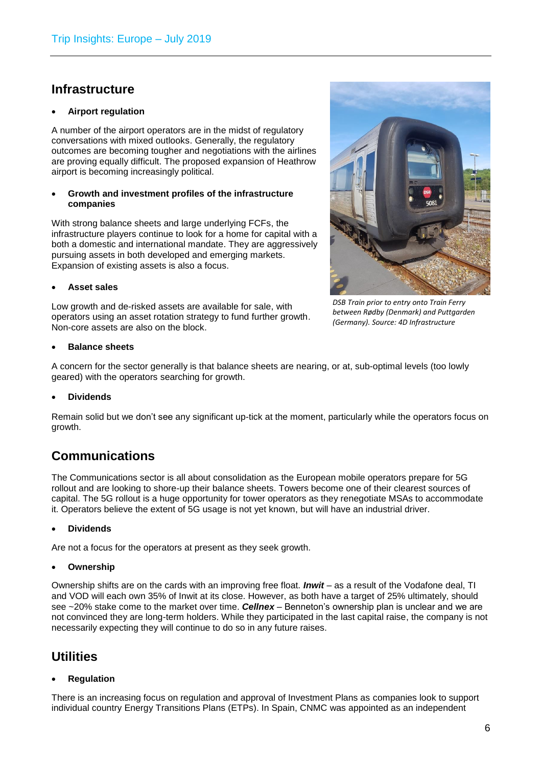## Infrastructure

- **Airport regulation**

A number of the airport operators are in the midst of regulatory conversations with mixed outlooks. Generally, the regulatory outcomes are becoming tougher and negotiations with the airlines are proving equally difficult. The proposed expansion of Heathrow airport is becoming increasingly political.

- **Growth and investment profiles of the infrastructure companies**

With strong balance sheets and large underlying FCFs, the infrastructure players continue to look for a home for capital with a both a domestic and international mandate. They are aggressively pursuing assets in both developed and emerging markets. Expansion of existing assets is also a focus.

- **Asset sales**

Low growth and de-risked assets are available for sale, with operators using an asset rotation strategy to fund further growth. Non-core assets are also on the block.

*DSB Train prior to entry onto Train Ferry between Rødby (Denmark) and Puttgarden (Germany). Source: 4D Infrastructure*

- **Balance sheets**

A concern for the sector generally is that balance sheets are nearing, or at, sub-optimal levels (too lowly geared) with the operators searching for growth.

- **Dividends**

Remain solid but we don't see any significant up-tick at the moment, particularly while the operators focus on growth.

## Communications

The Communications sector is all about consolidation as the European mobile operators prepare for 5G rollout and are looking to shore-up their balance sheets. Towers become one of their clearest sources of capital. The 5G rollout is a huge opportunity for tower operators as they renegotiate MSAs to accommodate it. Operators believe the extent of 5G usage is not yet known, but will have an industrial driver.

- **Dividends**

Are not a focus for the operators at present as they seek growth.

- **Ownership**

Ownership shifts are on the cards with an improving free float. ***Inwit*** – as a result of the Vodafone deal, TI and VOD will each own 35% of Inwit at its close. However, as both have a target of 25% ultimately, should see ~20% stake come to the market over time. ***Cellnex*** – Benneton's ownership plan is unclear and we are not convinced they are long-term holders. While they participated in the last capital raise, the company is not necessarily expecting they will continue to do so in any future raises.

## Utilities

- **Regulation**

There is an increasing focus on regulation and approval of Investment Plans as companies look to support individual country Energy Transitions Plans (ETPs). In Spain, CNMC was appointed as an independent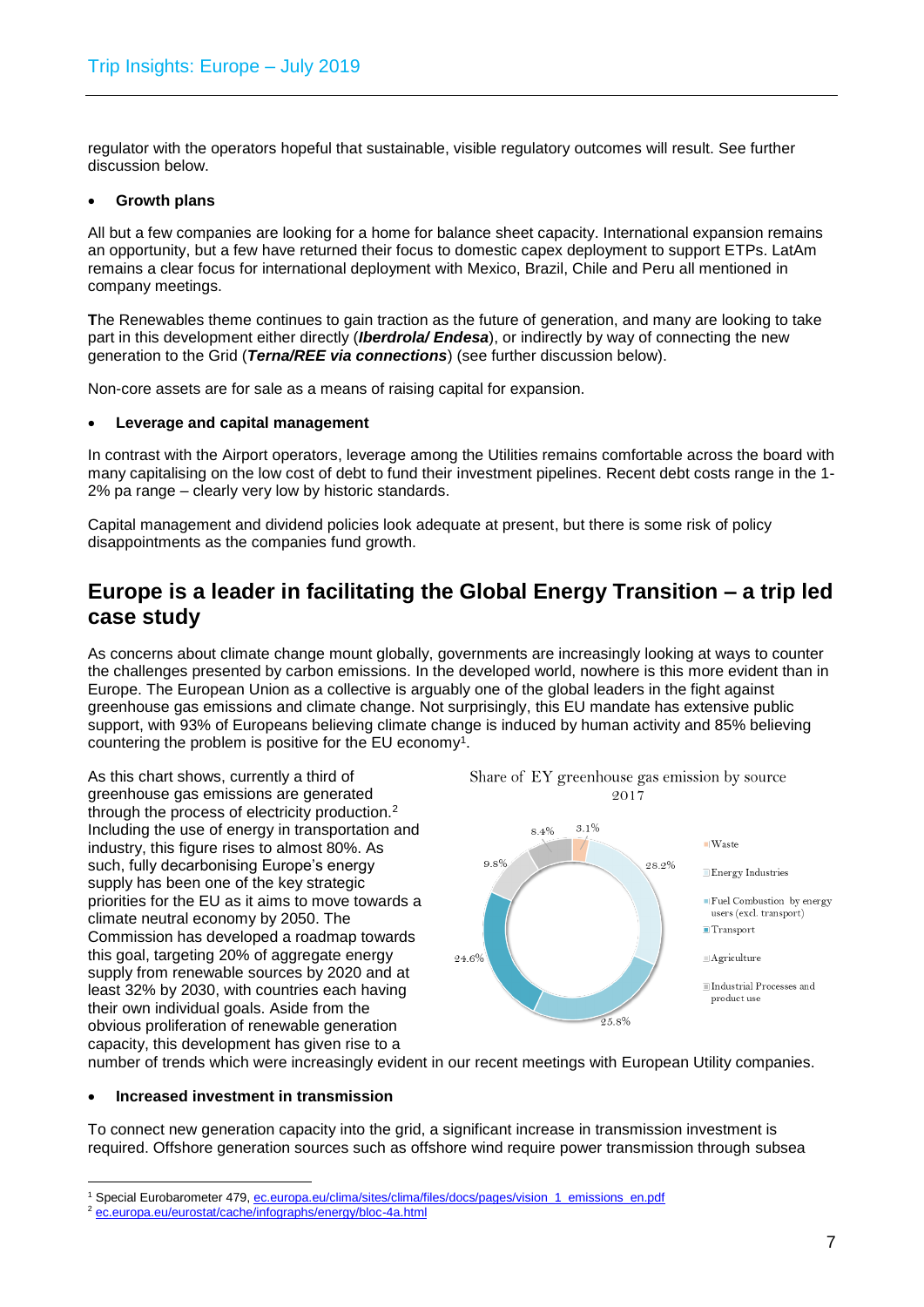regulator with the operators hopeful that sustainable, visible regulatory outcomes will result. See further discussion below.

- **Growth plans**

All but a few companies are looking for a home for balance sheet capacity. International expansion remains an opportunity, but a few have returned their focus to domestic capex deployment to support ETPs. LatAm remains a clear focus for international deployment with Mexico, Brazil, Chile and Peru all mentioned in company meetings.

**T**he Renewables theme continues to gain traction as the future of generation, and many are looking to take part in this development either directly (***Iberdrola/ Endesa***), or indirectly by way of connecting the new generation to the Grid (***Terna/REE via connections***) (see further discussion below).

Non-core assets are for sale as a means of raising capital for expansion.

- **Leverage and capital management**

In contrast with the Airport operators, leverage among the Utilities remains comfortable across the board with many capitalising on the low cost of debt to fund their investment pipelines. Recent debt costs range in the 1-2% pa range – clearly very low by historic standards.

Capital management and dividend policies look adequate at present, but there is some risk of policy disappointments as the companies fund growth.

## Europe is a leader in facilitating the Global Energy Transition – a trip led case study

As concerns about climate change mount globally, governments are increasingly looking at ways to counter the challenges presented by carbon emissions. In the developed world, nowhere is this more evident than in Europe. The European Union as a collective is arguably one of the global leaders in the fight against greenhouse gas emissions and climate change. Not surprisingly, this EU mandate has extensive public support, with 93% of Europeans believing climate change is induced by human activity and 85% believing countering the problem is positive for the EU economy[1].

As this chart shows, currently a third of greenhouse gas emissions are generated through the process of electricity production.[2] Including the use of energy in transportation and industry, this figure rises to almost 80%. As such, fully decarbonising Europe's energy supply has been one of the key strategic priorities for the EU as it aims to move towards a climate neutral economy by 2050. The Commission has developed a roadmap towards this goal, targeting 20% of aggregate energy supply from renewable sources by 2020 and at least 32% by 2030, with countries each having their own individual goals. Aside from the obvious proliferation of renewable generation capacity, this development has given rise to a number of trends which were increasingly evident in our recent meetings with European Utility companies.

Share of EY greenhouse gas emission by source 2017

| Source | Share |
|---|---|
| Waste | 3.1% |
| Energy Industries | 28.2% |
| Fuel Combustion by energy users (excl. transport) | 25.8% |
| Transport | 24.6% |
| Agriculture | 9.8% |
| Industrial Processes and product use | 8.4% |

- **Increased investment in transmission**

To connect new generation capacity into the grid, a significant increase in transmission investment is required. Offshore generation sources such as offshore wind require power transmission through subsea

[1] Special Eurobarometer 479, ec.europa.eu/clima/sites/clima/files/docs/pages/vision_1_emissions_en.pdf

[2] ec.europa.eu/eurostat/cache/infographs/energy/bloc-4a.html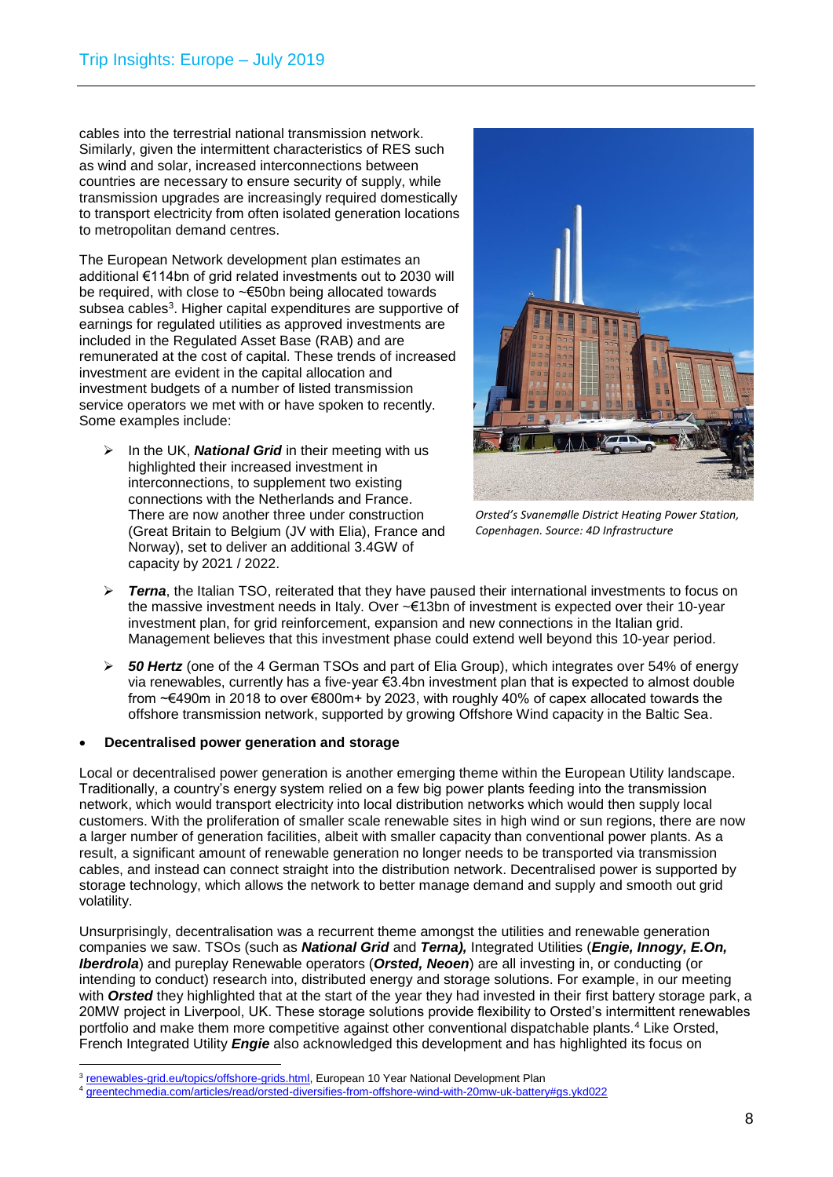cables into the terrestrial national transmission network. Similarly, given the intermittent characteristics of RES such as wind and solar, increased interconnections between countries are necessary to ensure security of supply, while transmission upgrades are increasingly required domestically to transport electricity from often isolated generation locations to metropolitan demand centres.

The European Network development plan estimates an additional €114bn of grid related investments out to 2030 will be required, with close to ~€50bn being allocated towards subsea cables[3]. Higher capital expenditures are supportive of earnings for regulated utilities as approved investments are included in the Regulated Asset Base (RAB) and are remunerated at the cost of capital. These trends of increased investment are evident in the capital allocation and investment budgets of a number of listed transmission service operators we met with or have spoken to recently. Some examples include:

- In the UK, ***National Grid*** in their meeting with us highlighted their increased investment in interconnections, to supplement two existing connections with the Netherlands and France. There are now another three under construction (Great Britain to Belgium (JV with Elia), France and Norway), set to deliver an additional 3.4GW of capacity by 2021 / 2022.

*Orsted's Svanemølle District Heating Power Station, Copenhagen. Source: 4D Infrastructure*

- ***Terna***, the Italian TSO, reiterated that they have paused their international investments to focus on the massive investment needs in Italy. Over ~€13bn of investment is expected over their 10-year investment plan, for grid reinforcement, expansion and new connections in the Italian grid. Management believes that this investment phase could extend well beyond this 10-year period.
- ***50 Hertz*** (one of the 4 German TSOs and part of Elia Group), which integrates over 54% of energy via renewables, currently has a five-year €3.4bn investment plan that is expected to almost double from ~€490m in 2018 to over €800m+ by 2023, with roughly 40% of capex allocated towards the offshore transmission network, supported by growing Offshore Wind capacity in the Baltic Sea.

- **Decentralised power generation and storage**

Local or decentralised power generation is another emerging theme within the European Utility landscape. Traditionally, a country's energy system relied on a few big power plants feeding into the transmission network, which would transport electricity into local distribution networks which would then supply local customers. With the proliferation of smaller scale renewable sites in high wind or sun regions, there are now a larger number of generation facilities, albeit with smaller capacity than conventional power plants. As a result, a significant amount of renewable generation no longer needs to be transported via transmission cables, and instead can connect straight into the distribution network. Decentralised power is supported by storage technology, which allows the network to better manage demand and supply and smooth out grid volatility.

Unsurprisingly, decentralisation was a recurrent theme amongst the utilities and renewable generation companies we saw. TSOs (such as ***National Grid*** and ***Terna),*** Integrated Utilities (***Engie, Innogy, E.On, Iberdrola***) and pureplay Renewable operators (***Orsted, Neoen***) are all investing in, or conducting (or intending to conduct) research into, distributed energy and storage solutions. For example, in our meeting with ***Orsted*** they highlighted that at the start of the year they had invested in their first battery storage park, a 20MW project in Liverpool, UK. These storage solutions provide flexibility to Orsted's intermittent renewables portfolio and make them more competitive against other conventional dispatchable plants.[4] Like Orsted, French Integrated Utility ***Engie*** also acknowledged this development and has highlighted its focus on

[3] renewables-grid.eu/topics/offshore-grids.html, European 10 Year National Development Plan

[4] greentechmedia.com/articles/read/orsted-diversifies-from-offshore-wind-with-20mw-uk-battery#gs.ykd022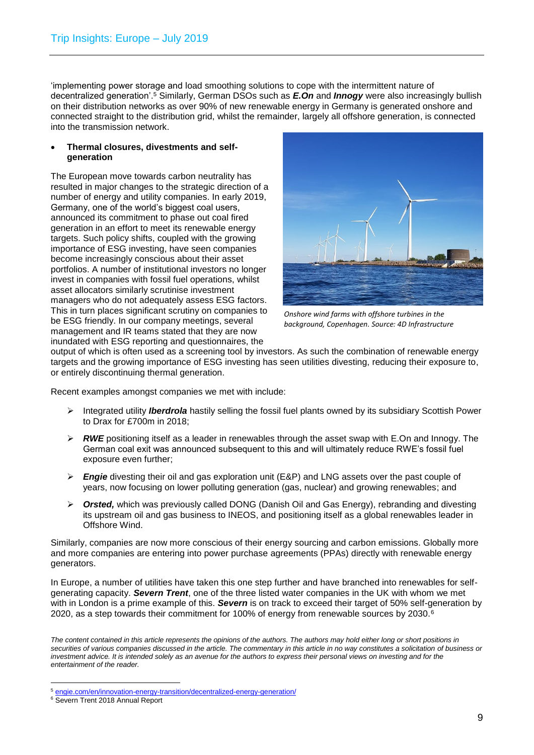'implementing power storage and load smoothing solutions to cope with the intermittent nature of decentralized generation'.[5] Similarly, German DSOs such as ***E.On*** and ***Innogy*** were also increasingly bullish on their distribution networks as over 90% of new renewable energy in Germany is generated onshore and connected straight to the distribution grid, whilst the remainder, largely all offshore generation, is connected into the transmission network.

- **Thermal closures, divestments and self-generation**

The European move towards carbon neutrality has resulted in major changes to the strategic direction of a number of energy and utility companies. In early 2019, Germany, one of the world's biggest coal users, announced its commitment to phase out coal fired generation in an effort to meet its renewable energy targets. Such policy shifts, coupled with the growing importance of ESG investing, have seen companies become increasingly conscious about their asset portfolios. A number of institutional investors no longer invest in companies with fossil fuel operations, whilst asset allocators similarly scrutinise investment managers who do not adequately assess ESG factors. This in turn places significant scrutiny on companies to be ESG friendly. In our company meetings, several management and IR teams stated that they are now inundated with ESG reporting and questionnaires, the output of which is often used as a screening tool by investors. As such the combination of renewable energy targets and the growing importance of ESG investing has seen utilities divesting, reducing their exposure to, or entirely discontinuing thermal generation.

*Onshore wind farms with offshore turbines in the background, Copenhagen. Source: 4D Infrastructure*

Recent examples amongst companies we met with include:

- Integrated utility ***Iberdrola*** hastily selling the fossil fuel plants owned by its subsidiary Scottish Power to Drax for £700m in 2018;
- ***RWE*** positioning itself as a leader in renewables through the asset swap with E.On and Innogy. The German coal exit was announced subsequent to this and will ultimately reduce RWE's fossil fuel exposure even further;
- ***Engie*** divesting their oil and gas exploration unit (E&P) and LNG assets over the past couple of years, now focusing on lower polluting generation (gas, nuclear) and growing renewables; and
- ***Orsted,*** which was previously called DONG (Danish Oil and Gas Energy), rebranding and divesting its upstream oil and gas business to INEOS, and positioning itself as a global renewables leader in Offshore Wind.

Similarly, companies are now more conscious of their energy sourcing and carbon emissions. Globally more and more companies are entering into power purchase agreements (PPAs) directly with renewable energy generators.

In Europe, a number of utilities have taken this one step further and have branched into renewables for self-generating capacity. ***Severn Trent***, one of the three listed water companies in the UK with whom we met with in London is a prime example of this. ***Severn*** is on track to exceed their target of 50% self-generation by 2020, as a step towards their commitment for 100% of energy from renewable sources by 2030.[6]

*The content contained in this article represents the opinions of the authors. The authors may hold either long or short positions in securities of various companies discussed in the article. The commentary in this article in no way constitutes a solicitation of business or investment advice. It is intended solely as an avenue for the authors to express their personal views on investing and for the entertainment of the reader.*

[5] engie.com/en/innovation-energy-transition/decentralized-energy-generation/

[6] Severn Trent 2018 Annual Report